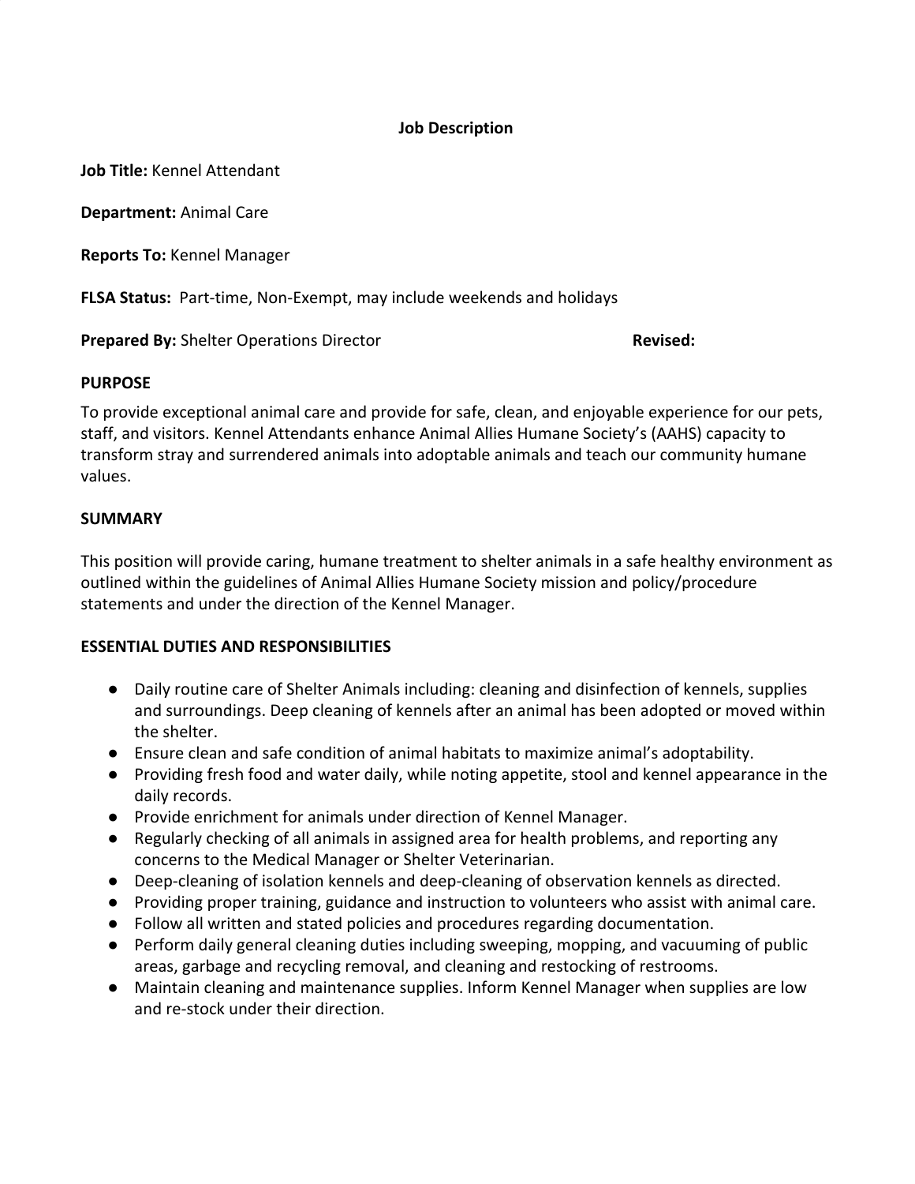**Job Description**

**Job Title:** Kennel Attendant

**Department:** Animal Care

**Reports To:** Kennel Manager

**FLSA Status:** Part-time, Non-Exempt, may include weekends and holidays

**Prepared By:** Shelter Operations Director **Revised:**

## PURPOSE

To provide exceptional animal care and provide for safe, clean, and enjoyable experience for our pets, staff, and visitors. Kennel Attendants enhance Animal Allies Humane Society's (AAHS) capacity to transform stray and surrendered animals into adoptable animals and teach our community humane values.

## SUMMARY

This position will provide caring, humane treatment to shelter animals in a safe healthy environment as outlined within the guidelines of Animal Allies Humane Society mission and policy/procedure statements and under the direction of the Kennel Manager.

## ESSENTIAL DUTIES AND RESPONSIBILITIES

- Daily routine care of Shelter Animals including: cleaning and disinfection of kennels, supplies and surroundings. Deep cleaning of kennels after an animal has been adopted or moved within the shelter.
- Ensure clean and safe condition of animal habitats to maximize animal's adoptability.
- Providing fresh food and water daily, while noting appetite, stool and kennel appearance in the daily records.
- Provide enrichment for animals under direction of Kennel Manager.
- Regularly checking of all animals in assigned area for health problems, and reporting any concerns to the Medical Manager or Shelter Veterinarian.
- Deep-cleaning of isolation kennels and deep-cleaning of observation kennels as directed.
- Providing proper training, guidance and instruction to volunteers who assist with animal care.
- Follow all written and stated policies and procedures regarding documentation.
- Perform daily general cleaning duties including sweeping, mopping, and vacuuming of public areas, garbage and recycling removal, and cleaning and restocking of restrooms.
- Maintain cleaning and maintenance supplies. Inform Kennel Manager when supplies are low and re-stock under their direction.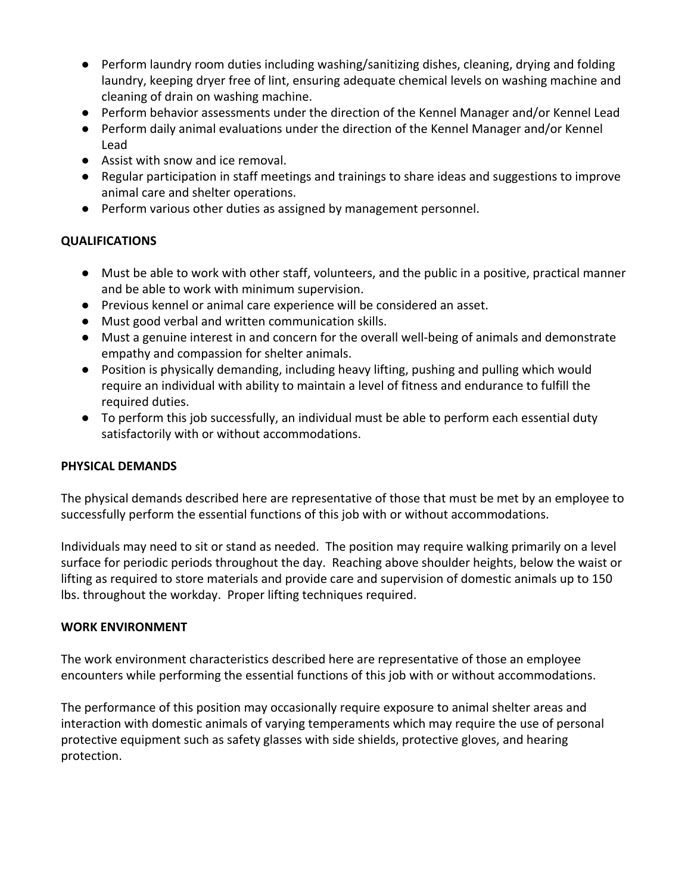- Perform laundry room duties including washing/sanitizing dishes, cleaning, drying and folding laundry, keeping dryer free of lint, ensuring adequate chemical levels on washing machine and cleaning of drain on washing machine.
- Perform behavior assessments under the direction of the Kennel Manager and/or Kennel Lead
- Perform daily animal evaluations under the direction of the Kennel Manager and/or Kennel Lead
- Assist with snow and ice removal.
- Regular participation in staff meetings and trainings to share ideas and suggestions to improve animal care and shelter operations.
- Perform various other duties as assigned by management personnel.

**QUALIFICATIONS**

- Must be able to work with other staff, volunteers, and the public in a positive, practical manner and be able to work with minimum supervision.
- Previous kennel or animal care experience will be considered an asset.
- Must good verbal and written communication skills.
- Must a genuine interest in and concern for the overall well-being of animals and demonstrate empathy and compassion for shelter animals.
- Position is physically demanding, including heavy lifting, pushing and pulling which would require an individual with ability to maintain a level of fitness and endurance to fulfill the required duties.
- To perform this job successfully, an individual must be able to perform each essential duty satisfactorily with or without accommodations.

**PHYSICAL DEMANDS**

The physical demands described here are representative of those that must be met by an employee to successfully perform the essential functions of this job with or without accommodations.

Individuals may need to sit or stand as needed. The position may require walking primarily on a level surface for periodic periods throughout the day. Reaching above shoulder heights, below the waist or lifting as required to store materials and provide care and supervision of domestic animals up to 150 lbs. throughout the workday. Proper lifting techniques required.

**WORK ENVIRONMENT**

The work environment characteristics described here are representative of those an employee encounters while performing the essential functions of this job with or without accommodations.

The performance of this position may occasionally require exposure to animal shelter areas and interaction with domestic animals of varying temperaments which may require the use of personal protective equipment such as safety glasses with side shields, protective gloves, and hearing protection.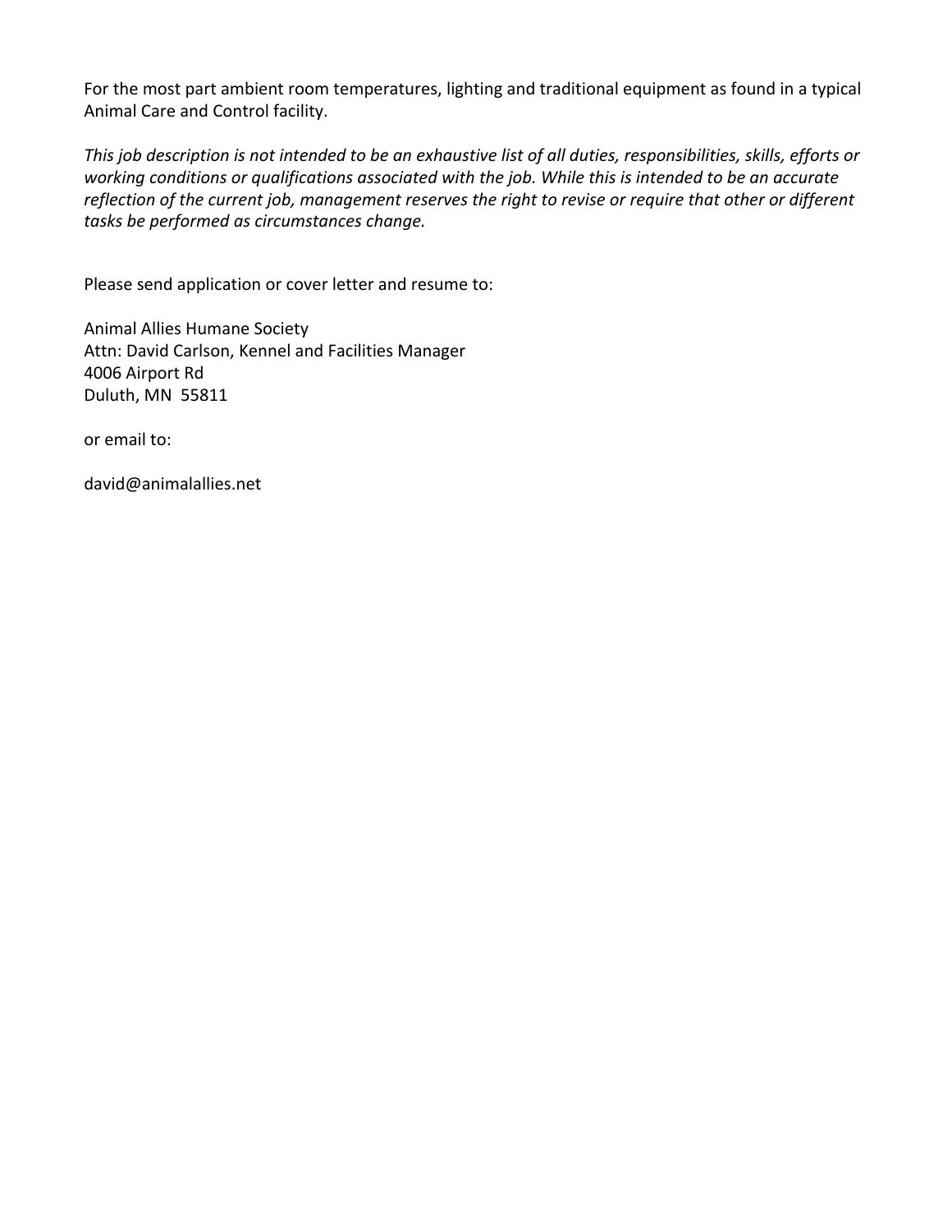For the most part ambient room temperatures, lighting and traditional equipment as found in a typical Animal Care and Control facility.

*This job description is not intended to be an exhaustive list of all duties, responsibilities, skills, efforts or working conditions or qualifications associated with the job. While this is intended to be an accurate reflection of the current job, management reserves the right to revise or require that other or different tasks be performed as circumstances change.*

Please send application or cover letter and resume to:

Animal Allies Humane Society
Attn: David Carlson, Kennel and Facilities Manager
4006 Airport Rd
Duluth, MN 55811

or email to:

david@animalallies.net